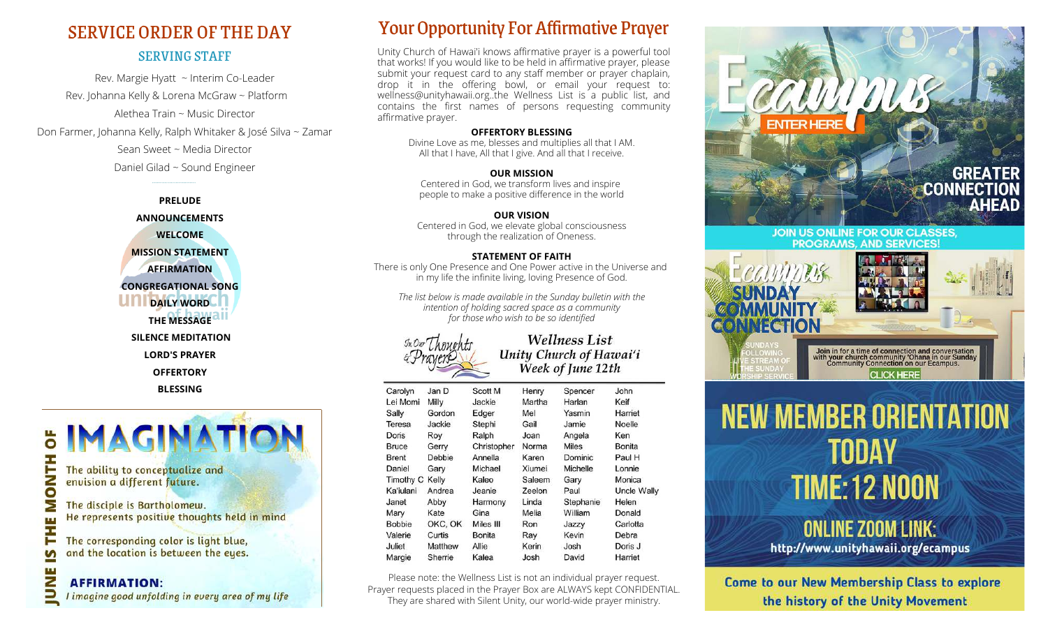## SERVICE ORDER OF THE DAY

### SERVING STAFF

Rev. Margie Hyatt ~ Interim Co-Leader
Rev. Johanna Kelly & Lorena McGraw ~ Platform
Alethea Train ~ Music Director
Don Farmer, Johanna Kelly, Ralph Whitaker & José Silva ~ Zamar
Sean Sweet ~ Media Director
Daniel Gilad ~ Sound Engineer

**PRELUDE**
**ANNOUNCEMENTS**
**WELCOME**
**MISSION STATEMENT**
**AFFIRMATION**
**CONGREGATIONAL SONG**
**DAILY WORD**
**THE MESSAGE**
**SILENCE MEDITATION**
**LORD'S PRAYER**
**OFFERTORY**
**BLESSING**

**JUNE IS THE MONTH OF**

# IMAGINATION

The ability to conceptualize and envision a different future.

The disciple is Bartholomew. He represents positive thoughts held in mind

The corresponding color is light blue, and the location is between the eyes.

**AFFIRMATION:**
*I imagine good unfolding in every area of my life*

## Your Opportunity For Affirmative Prayer

Unity Church of Hawai'i knows affirmative prayer is a powerful tool that works! If you would like to be held in affirmative prayer, please submit your request card to any staff member or prayer chaplain, drop it in the offering bowl, or email your request to: wellness@unityhawaii.org..the Wellness List is a public list, and contains the first names of persons requesting community affirmative prayer.

**OFFERTORY BLESSING**
Divine Love as me, blesses and multiplies all that I AM.
All that I have, All that I give. And all that I receive.

**OUR MISSION**
Centered in God, we transform lives and inspire people to make a positive difference in the world

**OUR VISION**
Centered in God, we elevate global consciousness through the realization of Oneness.

**STATEMENT OF FAITH**
There is only One Presence and One Power active in the Universe and in my life the infinite living, loving Presence of God.

*The list below is made available in the Sunday bulletin with the intention of holding sacred space as a community for those who wish to be so identified*

In Our Thoughts & Prayers

***Wellness List***
***Unity Church of Hawai'i***
***Week of June 12th***

| | | | | | |
|---|---|---|---|---|---|
| Carolyn | Jan D | Scott M | Henry | Spencer | John |
| Lei Momi | Milly | Jackie | Martha | Harlan | Keif |
| Sally | Gordon | Edger | Mel | Yasmin | Harriet |
| Teresa | Jackie | Stephi | Gail | Jamie | Noelle |
| Doris | Roy | Ralph | Joan | Angela | Ken |
| Bruce | Gerry | Christopher | Norma | Miles | Bonita |
| Brent | Debbie | Annella | Karen | Dominic | Paul H |
| Daniel | Gary | Michael | Xiumei | Michelle | Lonnie |
| Timothy C | Kelly | Kaleo | Saleem | Gary | Monica |
| Ka'iulani | Andrea | Jeanie | Zeelon | Paul | Uncle Wally |
| Janet | Abby | Harmony | Linda | Stephanie | Helen |
| Mary | Kate | Gina | Melia | William | Donald |
| Bobbie | OKC, OK | Miles III | Ron | Jazzy | Carlotta |
| Valerie | Curtis | Bonita | Ray | Kevin | Debra |
| Juliet | Matthew | Allie | Kerin | Josh | Doris J |
| Margie | Sherrie | Kalea | Josh | David | Harriet |

Please note: the Wellness List is not an individual prayer request. Prayer requests placed in the Prayer Box are ALWAYS kept CONFIDENTIAL. They are shared with Silent Unity, our world-wide prayer ministry.

# Ecampus

ENTER HERE

GREATER CONNECTION AHEAD

JOIN US ONLINE FOR OUR CLASSES, PROGRAMS, AND SERVICES!

Ecampus SUNDAY COMMUNITY CONNECTION

SUNDAYS FOLLOWING LIVE STREAM OF THE SUNDAY WORSHIP SERVICE

**Join** in for a time of **connection and** conversation with **your church** community 'Ohana in our **Sunday** Community Connection **on** our Ecampus.

CLICK HERE

# NEW MEMBER ORIENTATION TODAY TIME: 12 NOON

## ONLINE ZOOM LINK:

**http://www.unityhawaii.org/ecampus**

**Come to our New Membership Class to explore the history of the Unity Movement**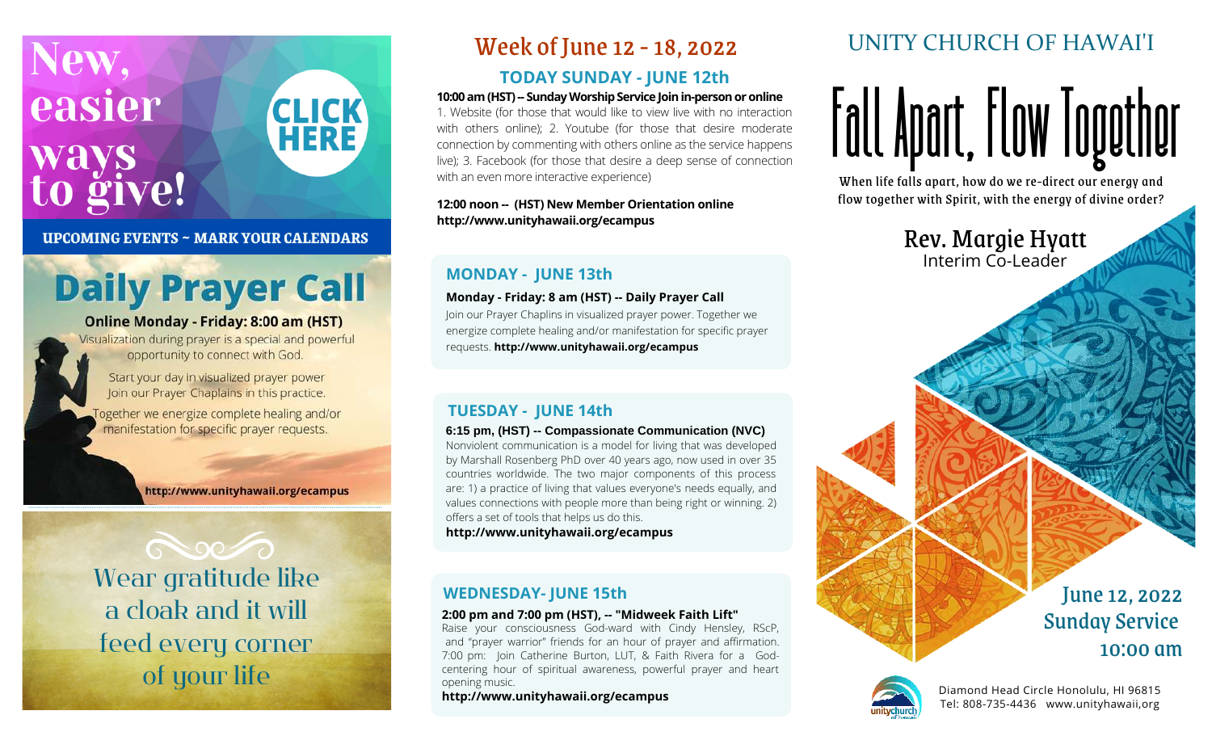# New, easier ways to give!

CLICK HERE

**UPCOMING EVENTS ~ MARK YOUR CALENDARS**

## Daily Prayer Call

**Online Monday - Friday: 8:00 am (HST)**

Visualization during prayer is a special and powerful opportunity to connect with God.

Start your day in visualized prayer power Join our Prayer Chaplains in this practice.

Together we energize complete healing and/or manifestation for specific prayer requests.

**http://www.unityhawaii.org/ecampus**

Wear gratitude like a cloak and it will feed every corner of your life

# Week of June 12 - 18, 2022

## TODAY SUNDAY - JUNE 12th

**10:00 am (HST) -- Sunday Worship Service Join in-person or online**

1. Website (for those that would like to view live with no interaction with others online); 2. Youtube (for those that desire moderate connection by commenting with others online as the service happens live); 3. Facebook (for those that desire a deep sense of connection with an even more interactive experience)

**12:00 noon -- (HST) New Member Orientation online**
**http://www.unityhawaii.org/ecampus**

## MONDAY - JUNE 13th

**Monday - Friday: 8 am (HST) -- Daily Prayer Call**

Join our Prayer Chaplins in visualized prayer power. Together we energize complete healing and/or manifestation for specific prayer requests. **http://www.unityhawaii.org/ecampus**

## TUESDAY - JUNE 14th

**6:15 pm, (HST) -- Compassionate Communication (NVC)**

Nonviolent communication is a model for living that was developed by Marshall Rosenberg PhD over 40 years ago, now used in over 35 countries worldwide. The two major components of this process are: 1) a practice of living that values everyone's needs equally, and values connections with people more than being right or winning. 2) offers a set of tools that helps us do this.

**http://www.unityhawaii.org/ecampus**

## WEDNESDAY- JUNE 15th

**2:00 pm and 7:00 pm (HST), -- "Midweek Faith Lift"**

Raise your consciousness God-ward with Cindy Hensley, RScP, and "prayer warrior" friends for an hour of prayer and affirmation. 7:00 pm: Join Catherine Burton, LUT, & Faith Rivera for a God-centering hour of spiritual awareness, powerful prayer and heart opening music.

**http://www.unityhawaii.org/ecampus**

# UNITY CHURCH OF HAWAI'I

# Fall Apart, Flow Together

When life falls apart, how do we re-direct our energy and flow together with Spirit, with the energy of divine order?

**Rev. Margie Hyatt**
Interim Co-Leader

June 12, 2022
Sunday Service
10:00 am

Diamond Head Circle Honolulu, HI 96815
Tel: 808-735-4436 www.unityhawaii,org